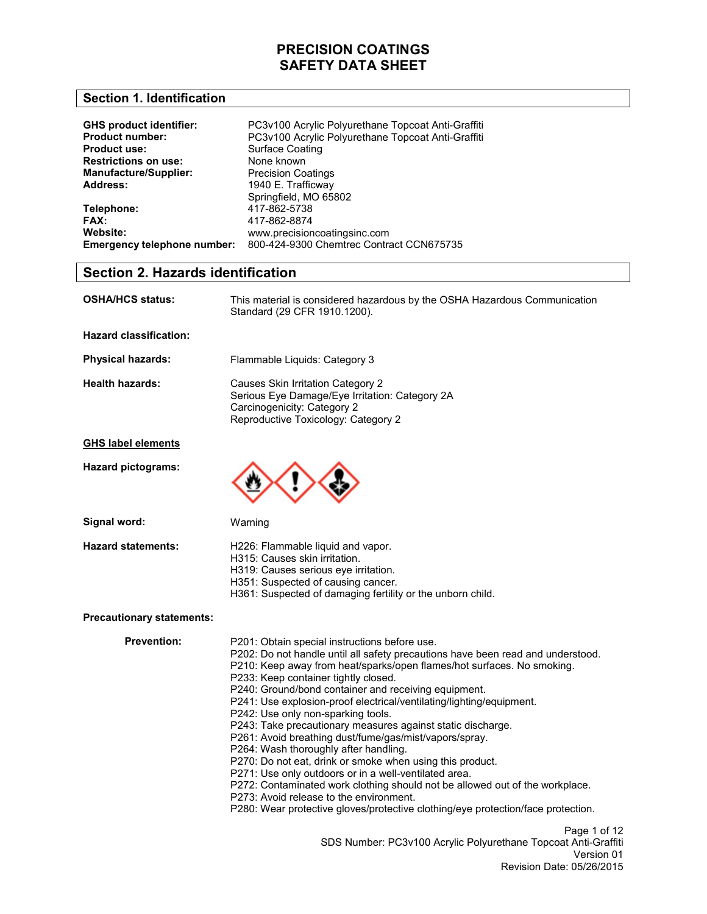# PRECISION COATINGS
# SAFETY DATA SHEET

## Section 1. Identification

| | |
|---|---|
| **GHS product identifier:** | PC3v100 Acrylic Polyurethane Topcoat Anti-Graffiti |
| **Product number:** | PC3v100 Acrylic Polyurethane Topcoat Anti-Graffiti |
| **Product use:** | Surface Coating |
| **Restrictions on use:** | None known |
| **Manufacture/Supplier:** | Precision Coatings |
| **Address:** | 1940 E. Trafficway<br>Springfield, MO 65802 |
| **Telephone:** | 417-862-5738 |
| **FAX:** | 417-862-8874 |
| **Website:** | www.precisioncoatingsinc.com |
| **Emergency telephone number:** | 800-424-9300 Chemtrec Contract CCN675735 |

## Section 2. Hazards identification

**OSHA/HCS status:** This material is considered hazardous by the OSHA Hazardous Communication Standard (29 CFR 1910.1200).

**Hazard classification:**

**Physical hazards:** Flammable Liquids: Category 3

**Health hazards:**
Causes Skin Irritation Category 2
Serious Eye Damage/Eye Irritation: Category 2A
Carcinogenicity: Category 2
Reproductive Toxicology: Category 2

**GHS label elements**

**Hazard pictograms:**

**Signal word:** Warning

**Hazard statements:**
H226: Flammable liquid and vapor.
H315: Causes skin irritation.
H319: Causes serious eye irritation.
H351: Suspected of causing cancer.
H361: Suspected of damaging fertility or the unborn child.

**Precautionary statements:**

**Prevention:**
P201: Obtain special instructions before use.
P202: Do not handle until all safety precautions have been read and understood.
P210: Keep away from heat/sparks/open flames/hot surfaces. No smoking.
P233: Keep container tightly closed.
P240: Ground/bond container and receiving equipment.
P241: Use explosion-proof electrical/ventilating/lighting/equipment.
P242: Use only non-sparking tools.
P243: Take precautionary measures against static discharge.
P261: Avoid breathing dust/fume/gas/mist/vapors/spray.
P264: Wash thoroughly after handling.
P270: Do not eat, drink or smoke when using this product.
P271: Use only outdoors or in a well-ventilated area.
P272: Contaminated work clothing should not be allowed out of the workplace.
P273: Avoid release to the environment.
P280: Wear protective gloves/protective clothing/eye protection/face protection.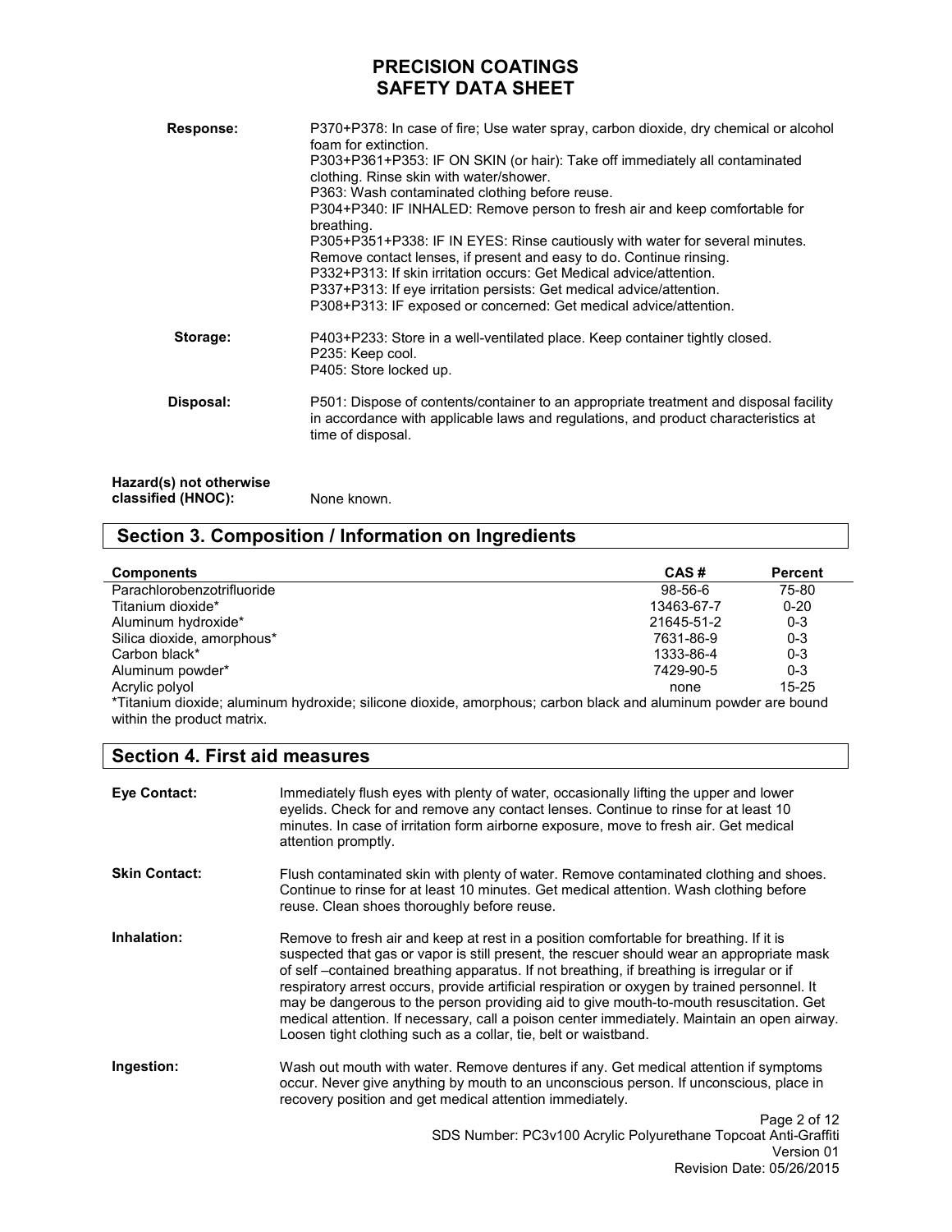| | |
|---|---|
| **Response:** | P370+P378: In case of fire; Use water spray, carbon dioxide, dry chemical or alcohol foam for extinction.<br>P303+P361+P353: IF ON SKIN (or hair): Take off immediately all contaminated clothing. Rinse skin with water/shower.<br>P363: Wash contaminated clothing before reuse.<br>P304+P340: IF INHALED: Remove person to fresh air and keep comfortable for breathing.<br>P305+P351+P338: IF IN EYES: Rinse cautiously with water for several minutes. Remove contact lenses, if present and easy to do. Continue rinsing.<br>P332+P313: If skin irritation occurs: Get Medical advice/attention.<br>P337+P313: If eye irritation persists: Get medical advice/attention.<br>P308+P313: IF exposed or concerned: Get medical advice/attention. |
| **Storage:** | P403+P233: Store in a well-ventilated place. Keep container tightly closed.<br>P235: Keep cool.<br>P405: Store locked up. |
| **Disposal:** | P501: Dispose of contents/container to an appropriate treatment and disposal facility in accordance with applicable laws and regulations, and product characteristics at time of disposal. |

**Hazard(s) not otherwise classified (HNOC):** None known.

## Section 3. Composition / Information on Ingredients

| Components | CAS # | Percent |
|---|---|---|
| Parachlorobenzotrifluoride | 98-56-6 | 75-80 |
| Titanium dioxide* | 13463-67-7 | 0-20 |
| Aluminum hydroxide* | 21645-51-2 | 0-3 |
| Silica dioxide, amorphous* | 7631-86-9 | 0-3 |
| Carbon black* | 1333-86-4 | 0-3 |
| Aluminum powder* | 7429-90-5 | 0-3 |
| Acrylic polyol | none | 15-25 |

*Titanium dioxide; aluminum hydroxide; silicone dioxide, amorphous; carbon black and aluminum powder are bound within the product matrix.

## Section 4. First aid measures

**Eye Contact:** Immediately flush eyes with plenty of water, occasionally lifting the upper and lower eyelids. Check for and remove any contact lenses. Continue to rinse for at least 10 minutes. In case of irritation form airborne exposure, move to fresh air. Get medical attention promptly.

**Skin Contact:** Flush contaminated skin with plenty of water. Remove contaminated clothing and shoes. Continue to rinse for at least 10 minutes. Get medical attention. Wash clothing before reuse. Clean shoes thoroughly before reuse.

**Inhalation:** Remove to fresh air and keep at rest in a position comfortable for breathing. If it is suspected that gas or vapor is still present, the rescuer should wear an appropriate mask of self –contained breathing apparatus. If not breathing, if breathing is irregular or if respiratory arrest occurs, provide artificial respiration or oxygen by trained personnel. It may be dangerous to the person providing aid to give mouth-to-mouth resuscitation. Get medical attention. If necessary, call a poison center immediately. Maintain an open airway. Loosen tight clothing such as a collar, tie, belt or waistband.

**Ingestion:** Wash out mouth with water. Remove dentures if any. Get medical attention if symptoms occur. Never give anything by mouth to an unconscious person. If unconscious, place in recovery position and get medical attention immediately.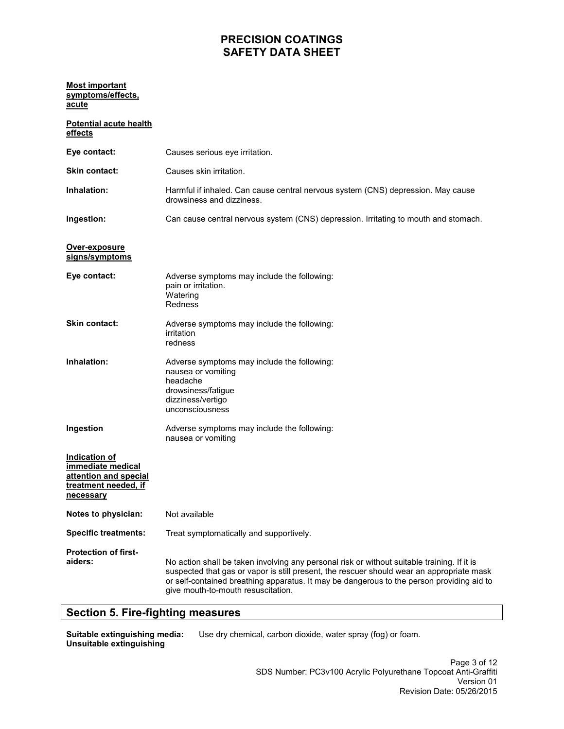**Most important symptoms/effects, acute**

**Potential acute health effects**

**Eye contact:** Causes serious eye irritation.

**Skin contact:** Causes skin irritation.

**Inhalation:** Harmful if inhaled. Can cause central nervous system (CNS) depression. May cause drowsiness and dizziness.

**Ingestion:** Can cause central nervous system (CNS) depression. Irritating to mouth and stomach.

**Over-exposure signs/symptoms**

**Eye contact:** Adverse symptoms may include the following:
pain or irritation.
Watering
Redness

**Skin contact:** Adverse symptoms may include the following:
irritation
redness

**Inhalation:** Adverse symptoms may include the following:
nausea or vomiting
headache
drowsiness/fatigue
dizziness/vertigo
unconsciousness

**Ingestion** Adverse symptoms may include the following:
nausea or vomiting

**Indication of immediate medical attention and special treatment needed, if necessary**

**Notes to physician:** Not available

**Specific treatments:** Treat symptomatically and supportively.

**Protection of first-aiders:** No action shall be taken involving any personal risk or without suitable training. If it is suspected that gas or vapor is still present, the rescuer should wear an appropriate mask or self-contained breathing apparatus. It may be dangerous to the person providing aid to give mouth-to-mouth resuscitation.

## Section 5. Fire-fighting measures

**Suitable extinguishing media:** Use dry chemical, carbon dioxide, water spray (fog) or foam.
**Unsuitable extinguishing**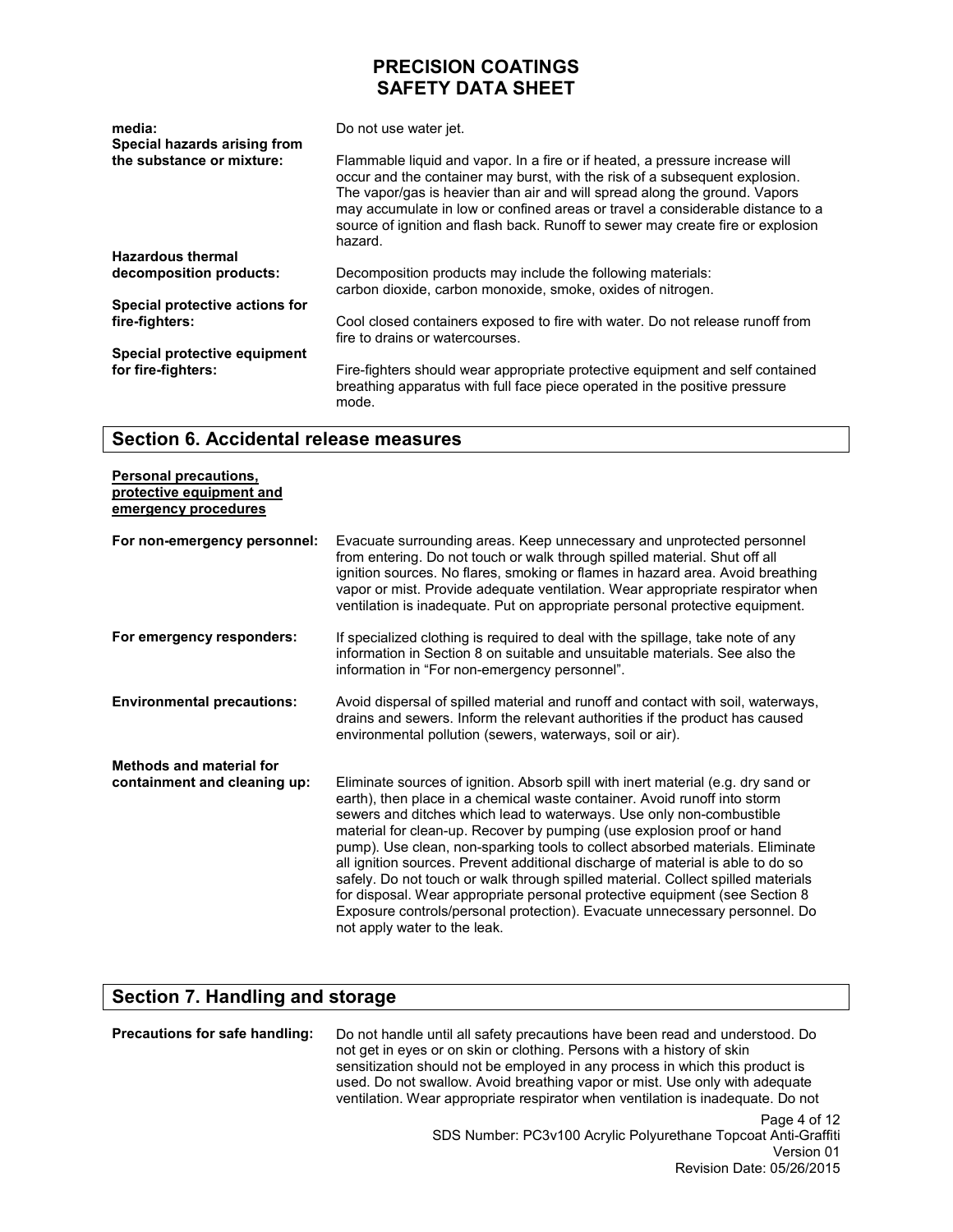| | |
|---|---|
| **media:** | Do not use water jet. |
| **Special hazards arising from the substance or mixture:** | Flammable liquid and vapor. In a fire or if heated, a pressure increase will occur and the container may burst, with the risk of a subsequent explosion. The vapor/gas is heavier than air and will spread along the ground. Vapors may accumulate in low or confined areas or travel a considerable distance to a source of ignition and flash back. Runoff to sewer may create fire or explosion hazard. |
| **Hazardous thermal decomposition products:** | Decomposition products may include the following materials: carbon dioxide, carbon monoxide, smoke, oxides of nitrogen. |
| **Special protective actions for fire-fighters:** | Cool closed containers exposed to fire with water. Do not release runoff from fire to drains or watercourses. |
| **Special protective equipment for fire-fighters:** | Fire-fighters should wear appropriate protective equipment and self contained breathing apparatus with full face piece operated in the positive pressure mode. |

## Section 6. Accidental release measures

**Personal precautions, protective equipment and emergency procedures**

| | |
|---|---|
| **For non-emergency personnel:** | Evacuate surrounding areas. Keep unnecessary and unprotected personnel from entering. Do not touch or walk through spilled material. Shut off all ignition sources. No flares, smoking or flames in hazard area. Avoid breathing vapor or mist. Provide adequate ventilation. Wear appropriate respirator when ventilation is inadequate. Put on appropriate personal protective equipment. |
| **For emergency responders:** | If specialized clothing is required to deal with the spillage, take note of any information in Section 8 on suitable and unsuitable materials. See also the information in "For non-emergency personnel". |
| **Environmental precautions:** | Avoid dispersal of spilled material and runoff and contact with soil, waterways, drains and sewers. Inform the relevant authorities if the product has caused environmental pollution (sewers, waterways, soil or air). |
| **Methods and material for containment and cleaning up:** | Eliminate sources of ignition. Absorb spill with inert material (e.g. dry sand or earth), then place in a chemical waste container. Avoid runoff into storm sewers and ditches which lead to waterways. Use only non-combustible material for clean-up. Recover by pumping (use explosion proof or hand pump). Use clean, non-sparking tools to collect absorbed materials. Eliminate all ignition sources. Prevent additional discharge of material is able to do so safely. Do not touch or walk through spilled material. Collect spilled materials for disposal. Wear appropriate personal protective equipment (see Section 8 Exposure controls/personal protection). Evacuate unnecessary personnel. Do not apply water to the leak. |

## Section 7. Handling and storage

| | |
|---|---|
| **Precautions for safe handling:** | Do not handle until all safety precautions have been read and understood. Do not get in eyes or on skin or clothing. Persons with a history of skin sensitization should not be employed in any process in which this product is used. Do not swallow. Avoid breathing vapor or mist. Use only with adequate ventilation. Wear appropriate respirator when ventilation is inadequate. Do not |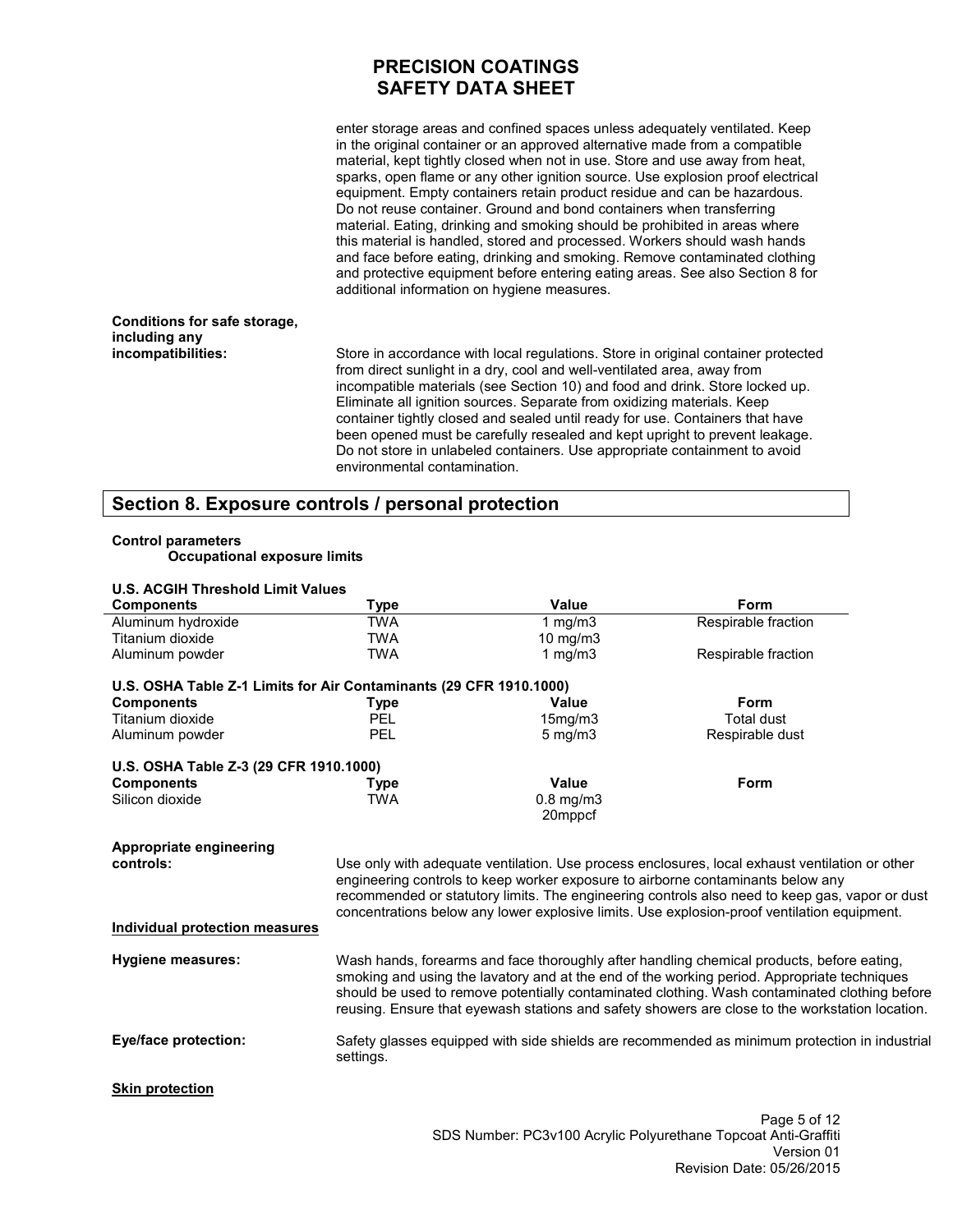enter storage areas and confined spaces unless adequately ventilated. Keep in the original container or an approved alternative made from a compatible material, kept tightly closed when not in use. Store and use away from heat, sparks, open flame or any other ignition source. Use explosion proof electrical equipment. Empty containers retain product residue and can be hazardous. Do not reuse container. Ground and bond containers when transferring material. Eating, drinking and smoking should be prohibited in areas where this material is handled, stored and processed. Workers should wash hands and face before eating, drinking and smoking. Remove contaminated clothing and protective equipment before entering eating areas. See also Section 8 for additional information on hygiene measures.

**Conditions for safe storage, including any incompatibilities:** Store in accordance with local regulations. Store in original container protected from direct sunlight in a dry, cool and well-ventilated area, away from incompatible materials (see Section 10) and food and drink. Store locked up. Eliminate all ignition sources. Separate from oxidizing materials. Keep container tightly closed and sealed until ready for use. Containers that have been opened must be carefully resealed and kept upright to prevent leakage. Do not store in unlabeled containers. Use appropriate containment to avoid environmental contamination.

## Section 8. Exposure controls / personal protection

**Control parameters**

**Occupational exposure limits**

**U.S. ACGIH Threshold Limit Values**

| Components | Type | Value | Form |
|---|---|---|---|
| Aluminum hydroxide | TWA | 1 mg/m3 | Respirable fraction |
| Titanium dioxide | TWA | 10 mg/m3 | |
| Aluminum powder | TWA | 1 mg/m3 | Respirable fraction |

**U.S. OSHA Table Z-1 Limits for Air Contaminants (29 CFR 1910.1000)**

| Components | Type | Value | Form |
|---|---|---|---|
| Titanium dioxide | PEL | 15mg/m3 | Total dust |
| Aluminum powder | PEL | 5 mg/m3 | Respirable dust |

**U.S. OSHA Table Z-3 (29 CFR 1910.1000)**

| Components | Type | Value | Form |
|---|---|---|---|
| Silicon dioxide | TWA | 0.8 mg/m3<br>20mppcf | |

**Appropriate engineering controls:** Use only with adequate ventilation. Use process enclosures, local exhaust ventilation or other engineering controls to keep worker exposure to airborne contaminants below any recommended or statutory limits. The engineering controls also need to keep gas, vapor or dust concentrations below any lower explosive limits. Use explosion-proof ventilation equipment.

**Individual protection measures**

**Hygiene measures:** Wash hands, forearms and face thoroughly after handling chemical products, before eating, smoking and using the lavatory and at the end of the working period. Appropriate techniques should be used to remove potentially contaminated clothing. Wash contaminated clothing before reusing. Ensure that eyewash stations and safety showers are close to the workstation location.

**Eye/face protection:** Safety glasses equipped with side shields are recommended as minimum protection in industrial settings.

**Skin protection**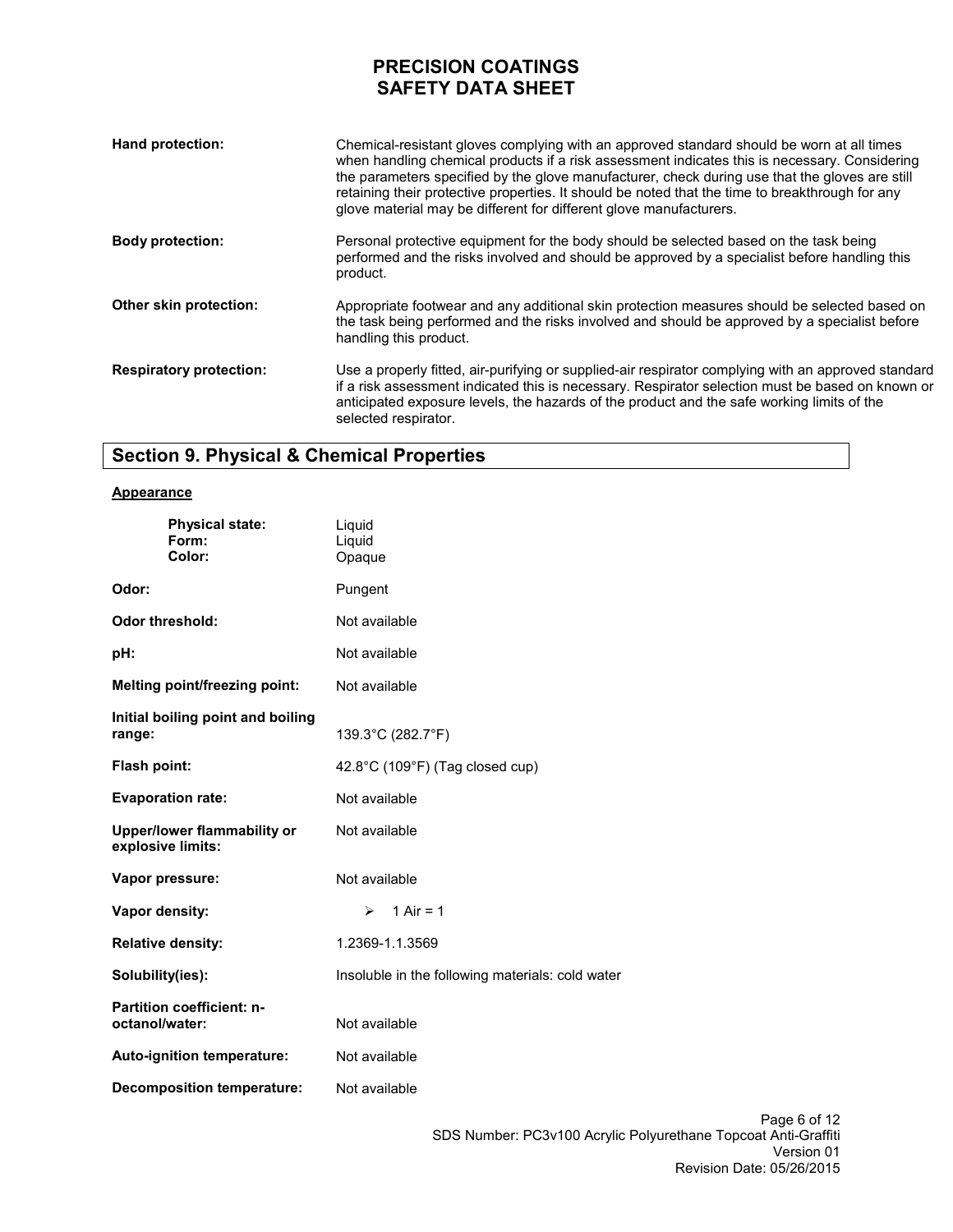**Hand protection:** Chemical-resistant gloves complying with an approved standard should be worn at all times when handling chemical products if a risk assessment indicates this is necessary. Considering the parameters specified by the glove manufacturer, check during use that the gloves are still retaining their protective properties. It should be noted that the time to breakthrough for any glove material may be different for different glove manufacturers.

**Body protection:** Personal protective equipment for the body should be selected based on the task being performed and the risks involved and should be approved by a specialist before handling this product.

**Other skin protection:** Appropriate footwear and any additional skin protection measures should be selected based on the task being performed and the risks involved and should be approved by a specialist before handling this product.

**Respiratory protection:** Use a properly fitted, air-purifying or supplied-air respirator complying with an approved standard if a risk assessment indicated this is necessary. Respirator selection must be based on known or anticipated exposure levels, the hazards of the product and the safe working limits of the selected respirator.

## Section 9. Physical & Chemical Properties

**Appearance**

| | |
|---|---|
| **Physical state:** | Liquid |
| **Form:** | Liquid |
| **Color:** | Opaque |
| **Odor:** | Pungent |
| **Odor threshold:** | Not available |
| **pH:** | Not available |
| **Melting point/freezing point:** | Not available |
| **Initial boiling point and boiling range:** | 139.3°C (282.7°F) |
| **Flash point:** | 42.8°C (109°F) (Tag closed cup) |
| **Evaporation rate:** | Not available |
| **Upper/lower flammability or explosive limits:** | Not available |
| **Vapor pressure:** | Not available |
| **Vapor density:** | ➢ 1 Air = 1 |
| **Relative density:** | 1.2369-1.1.3569 |
| **Solubility(ies):** | Insoluble in the following materials: cold water |
| **Partition coefficient: n-octanol/water:** | Not available |
| **Auto-ignition temperature:** | Not available |
| **Decomposition temperature:** | Not available |

SDS Number: PC3v100 Acrylic Polyurethane Topcoat Anti-Graffiti
Version 01
Revision Date: 05/26/2015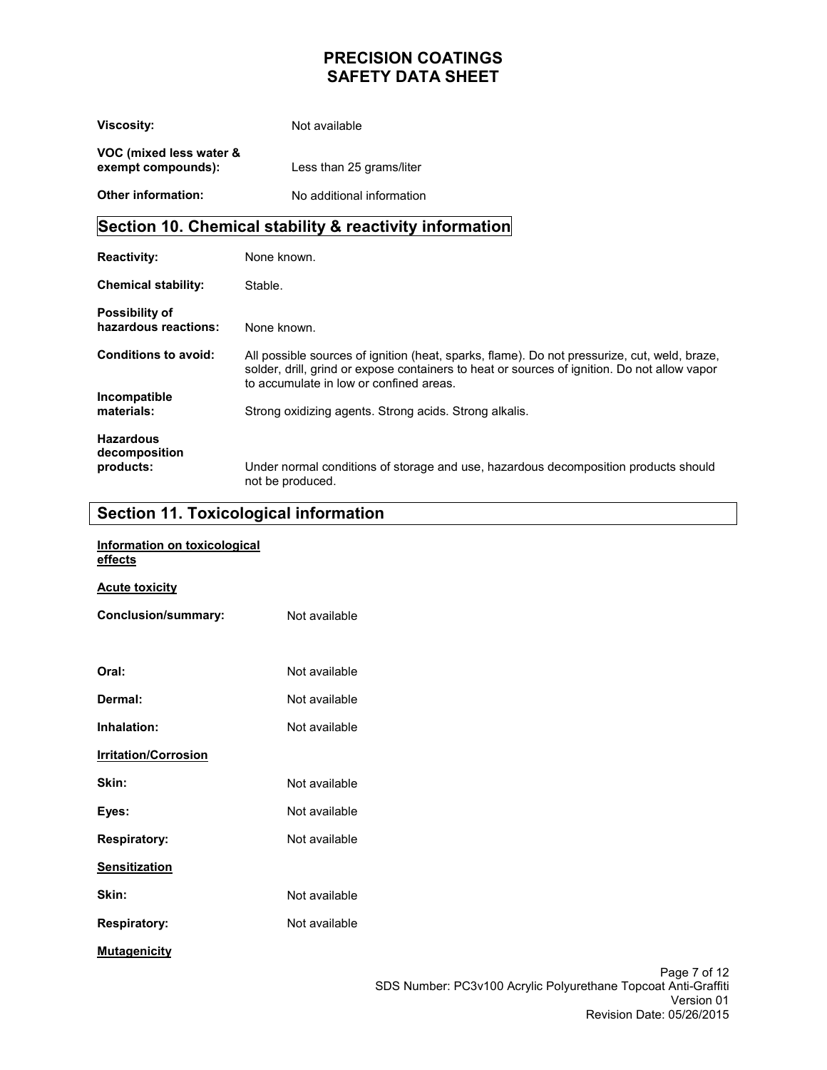**Viscosity:** Not available

**VOC (mixed less water & exempt compounds):** Less than 25 grams/liter

**Other information:** No additional information

## Section 10. Chemical stability & reactivity information

**Reactivity:** None known.

**Chemical stability:** Stable.

**Possibility of hazardous reactions:** None known.

**Conditions to avoid:** All possible sources of ignition (heat, sparks, flame). Do not pressurize, cut, weld, braze, solder, drill, grind or expose containers to heat or sources of ignition. Do not allow vapor to accumulate in low or confined areas.

**Incompatible materials:** Strong oxidizing agents. Strong acids. Strong alkalis.

**Hazardous decomposition products:** Under normal conditions of storage and use, hazardous decomposition products should not be produced.

## Section 11. Toxicological information

**Information on toxicological effects**

**Acute toxicity**

**Conclusion/summary:** Not available

**Oral:** Not available

**Dermal:** Not available

**Inhalation:** Not available

**Irritation/Corrosion**

**Skin:** Not available

**Eyes:** Not available

**Respiratory:** Not available

**Sensitization**

**Skin:** Not available

**Respiratory:** Not available

**Mutagenicity**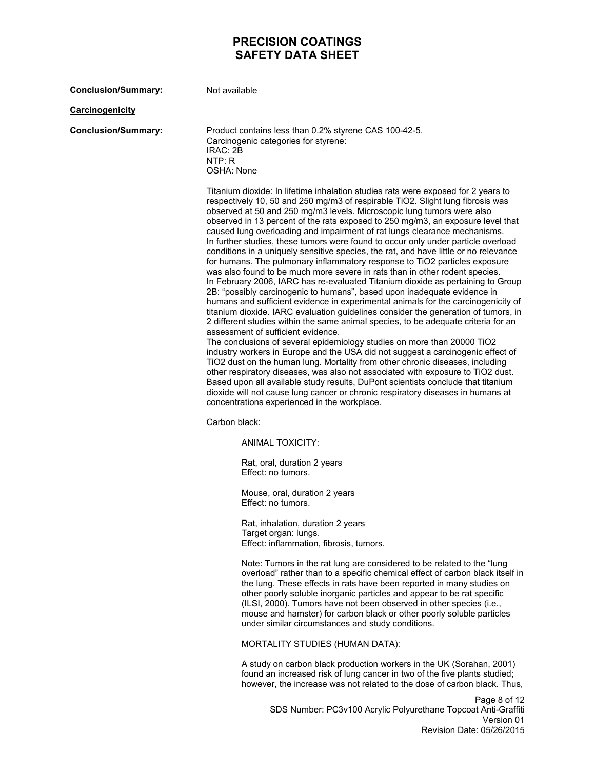**Conclusion/Summary:** Not available

**Carcinogenicity**

**Conclusion/Summary:** Product contains less than 0.2% styrene CAS 100-42-5.
Carcinogenic categories for styrene:
IRAC: 2B
NTP: R
OSHA: None

Titanium dioxide: In lifetime inhalation studies rats were exposed for 2 years to respectively 10, 50 and 250 mg/m3 of respirable $TiO_2$. Slight lung fibrosis was observed at 50 and 250 mg/m3 levels. Microscopic lung tumors were also observed in 13 percent of the rats exposed to 250 mg/m3, an exposure level that caused lung overloading and impairment of rat lungs clearance mechanisms. In further studies, these tumors were found to occur only under particle overload conditions in a uniquely sensitive species, the rat, and have little or no relevance for humans. The pulmonary inflammatory response to $TiO_2$ particles exposure was also found to be much more severe in rats than in other rodent species. In February 2006, IARC has re-evaluated Titanium dioxide as pertaining to Group 2B: "possibly carcinogenic to humans", based upon inadequate evidence in humans and sufficient evidence in experimental animals for the carcinogenicity of titanium dioxide. IARC evaluation guidelines consider the generation of tumors, in 2 different studies within the same animal species, to be adequate criteria for an assessment of sufficient evidence.
The conclusions of several epidemiology studies on more than 20000 $TiO_2$ industry workers in Europe and the USA did not suggest a carcinogenic effect of $TiO_2$ dust on the human lung. Mortality from other chronic diseases, including other respiratory diseases, was also not associated with exposure to $TiO_2$ dust. Based upon all available study results, DuPont scientists conclude that titanium dioxide will not cause lung cancer or chronic respiratory diseases in humans at concentrations experienced in the workplace.

Carbon black:

ANIMAL TOXICITY:

Rat, oral, duration 2 years
Effect: no tumors.

Mouse, oral, duration 2 years
Effect: no tumors.

Rat, inhalation, duration 2 years
Target organ: lungs.
Effect: inflammation, fibrosis, tumors.

Note: Tumors in the rat lung are considered to be related to the "lung overload" rather than to a specific chemical effect of carbon black itself in the lung. These effects in rats have been reported in many studies on other poorly soluble inorganic particles and appear to be rat specific (ILSI, 2000). Tumors have not been observed in other species (i.e., mouse and hamster) for carbon black or other poorly soluble particles under similar circumstances and study conditions.

MORTALITY STUDIES (HUMAN DATA):

A study on carbon black production workers in the UK (Sorahan, 2001) found an increased risk of lung cancer in two of the five plants studied; however, the increase was not related to the dose of carbon black. Thus,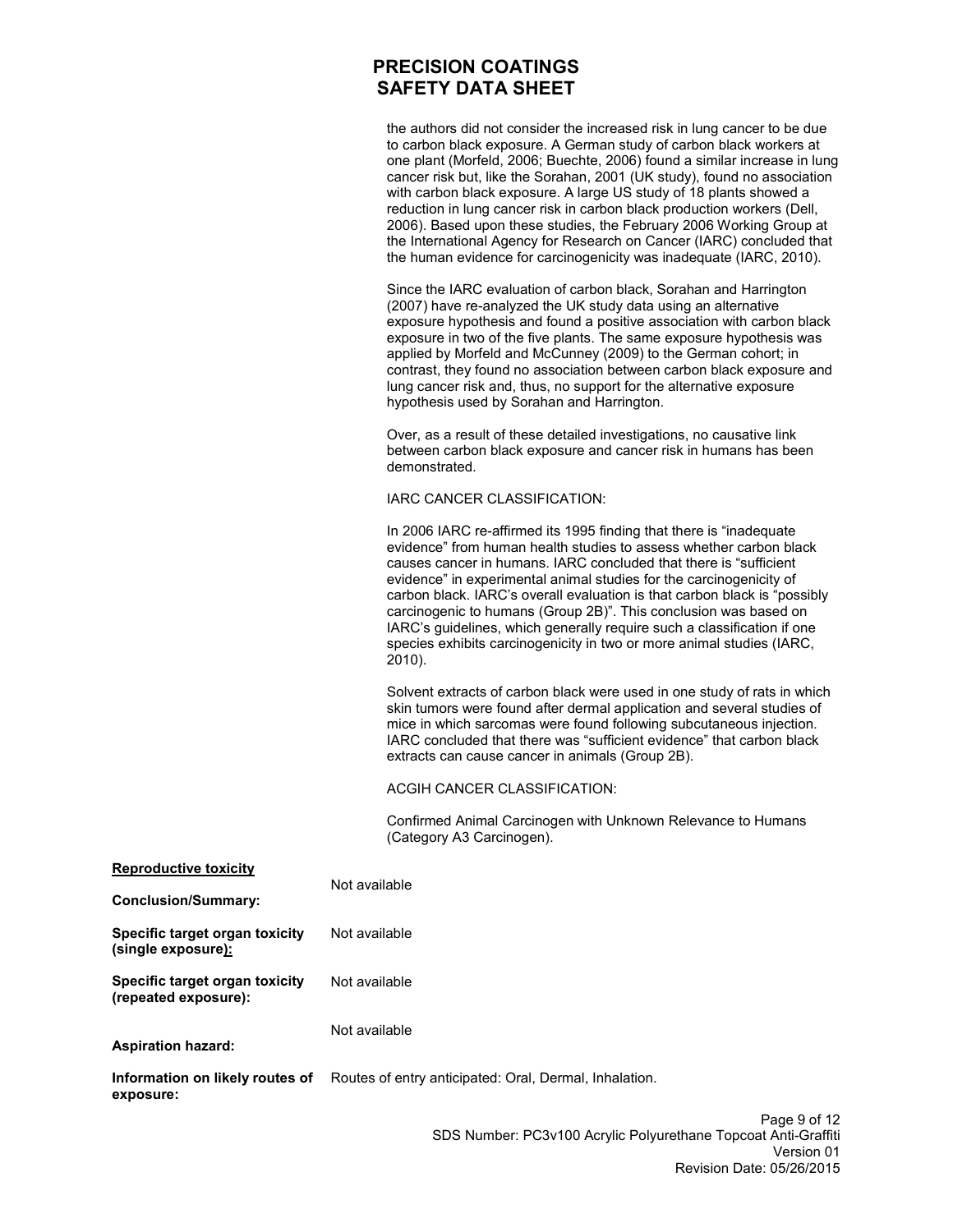the authors did not consider the increased risk in lung cancer to be due to carbon black exposure. A German study of carbon black workers at one plant (Morfeld, 2006; Buechte, 2006) found a similar increase in lung cancer risk but, like the Sorahan, 2001 (UK study), found no association with carbon black exposure. A large US study of 18 plants showed a reduction in lung cancer risk in carbon black production workers (Dell, 2006). Based upon these studies, the February 2006 Working Group at the International Agency for Research on Cancer (IARC) concluded that the human evidence for carcinogenicity was inadequate (IARC, 2010).

Since the IARC evaluation of carbon black, Sorahan and Harrington (2007) have re-analyzed the UK study data using an alternative exposure hypothesis and found a positive association with carbon black exposure in two of the five plants. The same exposure hypothesis was applied by Morfeld and McCunney (2009) to the German cohort; in contrast, they found no association between carbon black exposure and lung cancer risk and, thus, no support for the alternative exposure hypothesis used by Sorahan and Harrington.

Over, as a result of these detailed investigations, no causative link between carbon black exposure and cancer risk in humans has been demonstrated.

IARC CANCER CLASSIFICATION:

In 2006 IARC re-affirmed its 1995 finding that there is "inadequate evidence" from human health studies to assess whether carbon black causes cancer in humans. IARC concluded that there is "sufficient evidence" in experimental animal studies for the carcinogenicity of carbon black. IARC's overall evaluation is that carbon black is "possibly carcinogenic to humans (Group 2B)". This conclusion was based on IARC's guidelines, which generally require such a classification if one species exhibits carcinogenicity in two or more animal studies (IARC, 2010).

Solvent extracts of carbon black were used in one study of rats in which skin tumors were found after dermal application and several studies of mice in which sarcomas were found following subcutaneous injection. IARC concluded that there was "sufficient evidence" that carbon black extracts can cause cancer in animals (Group 2B).

ACGIH CANCER CLASSIFICATION:

Confirmed Animal Carcinogen with Unknown Relevance to Humans (Category A3 Carcinogen).

**Reproductive toxicity**

**Conclusion/Summary:** Not available

**Specific target organ toxicity (single exposure):** Not available

**Specific target organ toxicity (repeated exposure):** Not available

**Aspiration hazard:** Not available

**Information on likely routes of exposure:** Routes of entry anticipated: Oral, Dermal, Inhalation.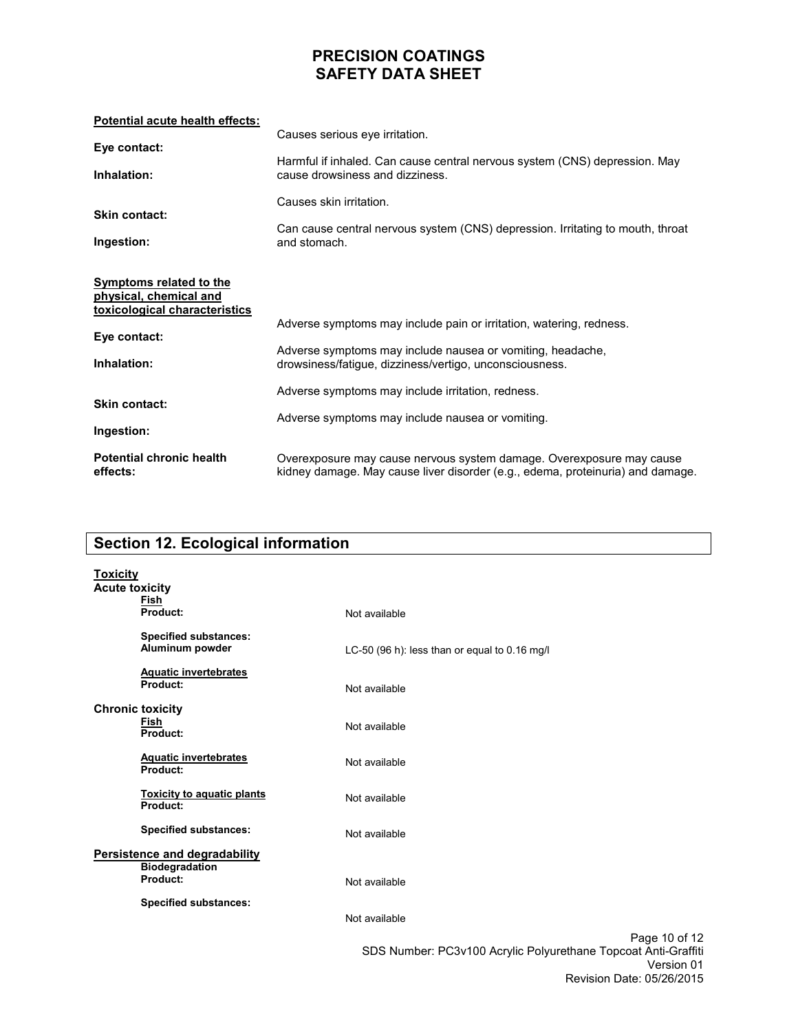**Potential acute health effects:**

| | |
|---|---|
| **Eye contact:** | Causes serious eye irritation. |
| **Inhalation:** | Harmful if inhaled. Can cause central nervous system (CNS) depression. May cause drowsiness and dizziness. |
| **Skin contact:** | Causes skin irritation. |
| **Ingestion:** | Can cause central nervous system (CNS) depression. Irritating to mouth, throat and stomach. |

**Symptoms related to the physical, chemical and toxicological characteristics**

| | |
|---|---|
| **Eye contact:** | Adverse symptoms may include pain or irritation, watering, redness. |
| **Inhalation:** | Adverse symptoms may include nausea or vomiting, headache, drowsiness/fatigue, dizziness/vertigo, unconsciousness. |
| **Skin contact:** | Adverse symptoms may include irritation, redness. |
| **Ingestion:** | Adverse symptoms may include nausea or vomiting. |
| **Potential chronic health effects:** | Overexposure may cause nervous system damage. Overexposure may cause kidney damage. May cause liver disorder (e.g., edema, proteinuria) and damage. |

## Section 12. Ecological information

**Toxicity**

**Acute toxicity**

**Fish**

| | |
|---|---|
| **Product:** | Not available |
| **Specified substances:** | |
| **Aluminum powder** | LC-50 (96 h): less than or equal to 0.16 mg/l |

**Aquatic invertebrates**

| | |
|---|---|
| **Product:** | Not available |

**Chronic toxicity**

**Fish**

| | |
|---|---|
| **Product:** | Not available |

**Aquatic invertebrates**

| | |
|---|---|
| **Product:** | Not available |

**Toxicity to aquatic plants**

| | |
|---|---|
| **Product:** | Not available |
| **Specified substances:** | Not available |

**Persistence and degradability**

**Biodegradation**

| | |
|---|---|
| **Product:** | Not available |
| **Specified substances:** | Not available |

SDS Number: PC3v100 Acrylic Polyurethane Topcoat Anti-Graffiti
Version 01
Revision Date: 05/26/2015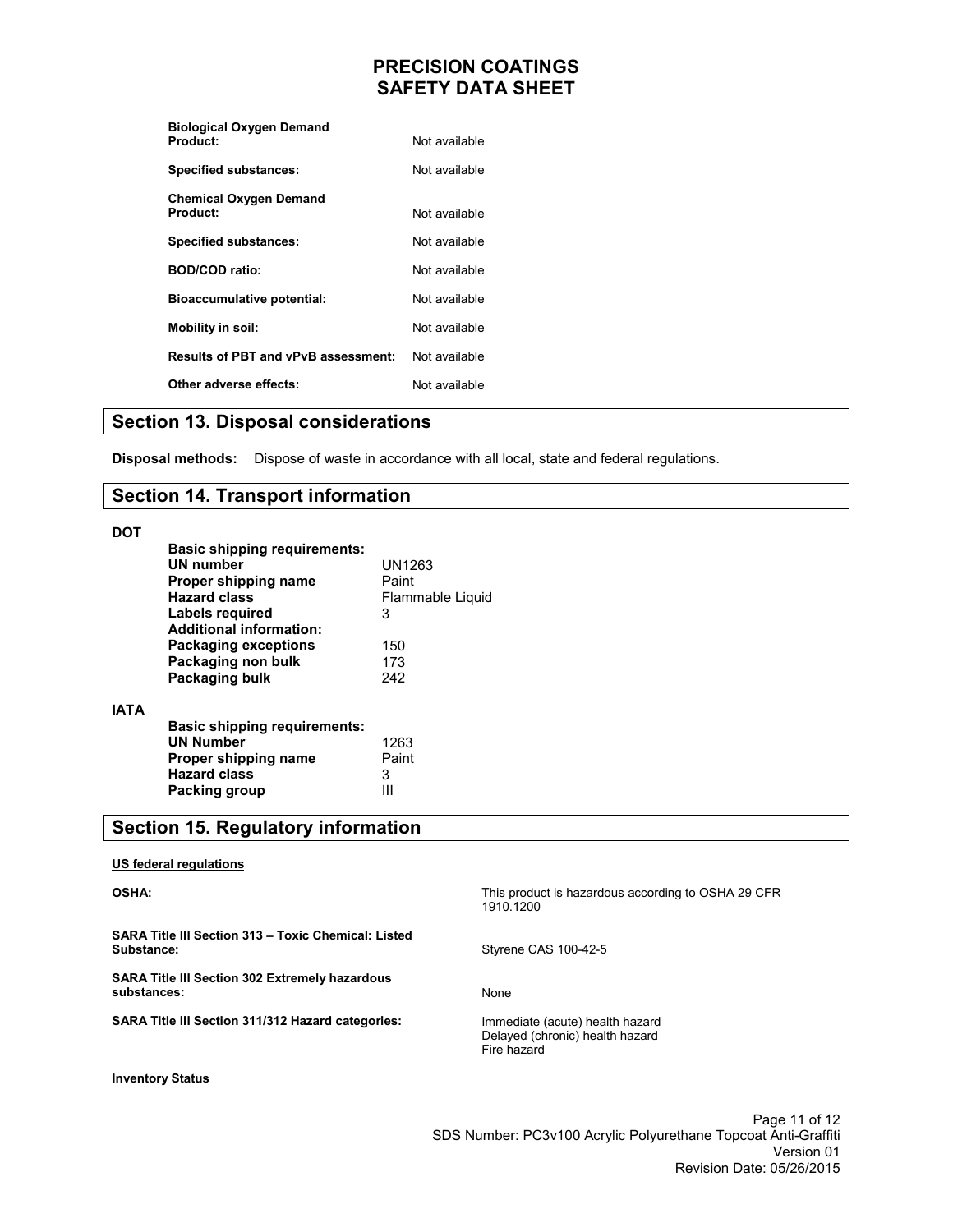**Biological Oxygen Demand**

| | |
|---|---|
| **Product:** | Not available |
| **Specified substances:** | Not available |

**Chemical Oxygen Demand**

| | |
|---|---|
| **Product:** | Not available |
| **Specified substances:** | Not available |
| **BOD/COD ratio:** | Not available |
| **Bioaccumulative potential:** | Not available |
| **Mobility in soil:** | Not available |
| **Results of PBT and vPvB assessment:** | Not available |
| **Other adverse effects:** | Not available |

## Section 13. Disposal considerations

**Disposal methods:** Dispose of waste in accordance with all local, state and federal regulations.

## Section 14. Transport information

**DOT**

**Basic shipping requirements:**

| | |
|---|---|
| **UN number** | UN1263 |
| **Proper shipping name** | Paint |
| **Hazard class** | Flammable Liquid |
| **Labels required** | 3 |

**Additional information:**

| | |
|---|---|
| **Packaging exceptions** | 150 |
| **Packaging non bulk** | 173 |
| **Packaging bulk** | 242 |

**IATA**

**Basic shipping requirements:**

| | |
|---|---|
| **UN Number** | 1263 |
| **Proper shipping name** | Paint |
| **Hazard class** | 3 |
| **Packing group** | III |

## Section 15. Regulatory information

**US federal regulations**

| | |
|---|---|
| **OSHA:** | This product is hazardous according to OSHA 29 CFR 1910.1200 |
| **SARA Title III Section 313 – Toxic Chemical: Listed Substance:** | Styrene CAS 100-42-5 |
| **SARA Title III Section 302 Extremely hazardous substances:** | None |
| **SARA Title III Section 311/312 Hazard categories:** | Immediate (acute) health hazard<br>Delayed (chronic) health hazard<br>Fire hazard |

**Inventory Status**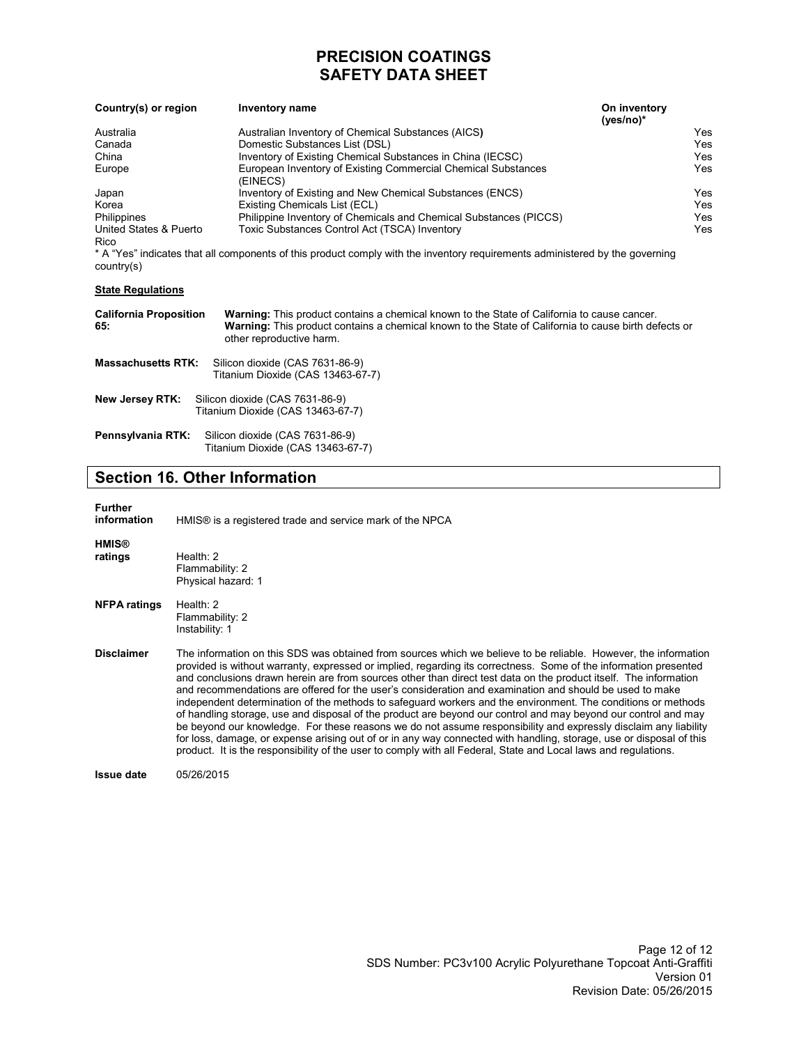| Country(s) or region | Inventory name | On inventory (yes/no)* |
| --- | --- | --- |
| Australia | Australian Inventory of Chemical Substances (AICS) | Yes |
| Canada | Domestic Substances List (DSL) | Yes |
| China | Inventory of Existing Chemical Substances in China (IECSC) | Yes |
| Europe | European Inventory of Existing Commercial Chemical Substances (EINECS) | Yes |
| Japan | Inventory of Existing and New Chemical Substances (ENCS) | Yes |
| Korea | Existing Chemicals List (ECL) | Yes |
| Philippines | Philippine Inventory of Chemicals and Chemical Substances (PICCS) | Yes |
| United States & Puerto Rico | Toxic Substances Control Act (TSCA) Inventory | Yes |

* A "Yes" indicates that all components of this product comply with the inventory requirements administered by the governing country(s)

**State Regulations**

**California Proposition 65:** **Warning:** This product contains a chemical known to the State of California to cause cancer.
**Warning:** This product contains a chemical known to the State of California to cause birth defects or other reproductive harm.

**Massachusetts RTK:** Silicon dioxide (CAS 7631-86-9)
Titanium Dioxide (CAS 13463-67-7)

**New Jersey RTK:** Silicon dioxide (CAS 7631-86-9)
Titanium Dioxide (CAS 13463-67-7)

**Pennsylvania RTK:** Silicon dioxide (CAS 7631-86-9)
Titanium Dioxide (CAS 13463-67-7)

## Section 16. Other Information

**Further information** HMIS® is a registered trade and service mark of the NPCA

**HMIS® ratings**
Health: 2
Flammability: 2
Physical hazard: 1

**NFPA ratings**
Health: 2
Flammability: 2
Instability: 1

**Disclaimer** The information on this SDS was obtained from sources which we believe to be reliable. However, the information provided is without warranty, expressed or implied, regarding its correctness. Some of the information presented and conclusions drawn herein are from sources other than direct test data on the product itself. The information and recommendations are offered for the user's consideration and examination and should be used to make independent determination of the methods to safeguard workers and the environment. The conditions or methods of handling storage, use and disposal of the product are beyond our control and may beyond our control and may be beyond our knowledge. For these reasons we do not assume responsibility and expressly disclaim any liability for loss, damage, or expense arising out of or in any way connected with handling, storage, use or disposal of this product. It is the responsibility of the user to comply with all Federal, State and Local laws and regulations.

**Issue date** 05/26/2015

SDS Number: PC3v100 Acrylic Polyurethane Topcoat Anti-Graffiti
Version 01
Revision Date: 05/26/2015